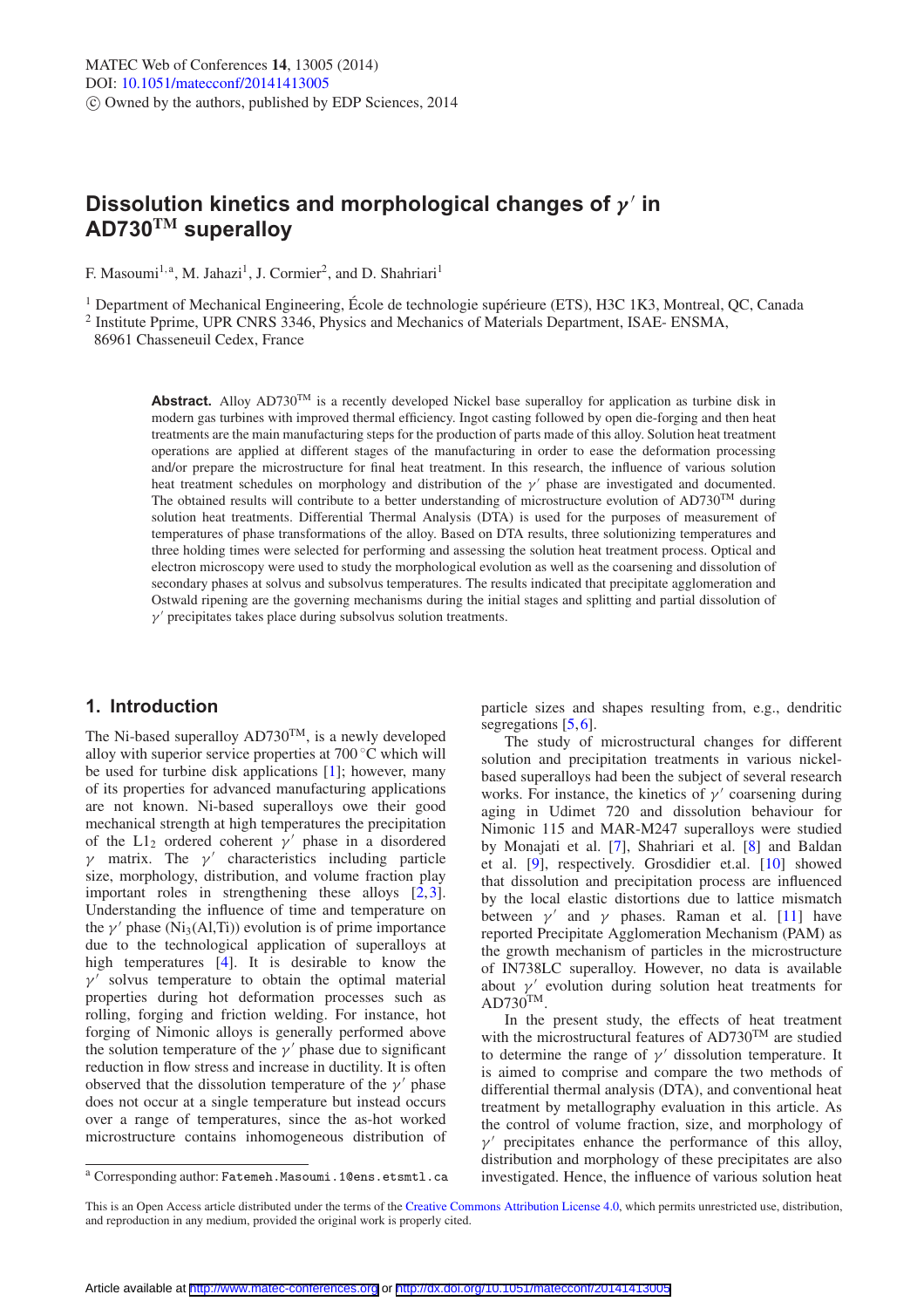# Dissolution kinetics and morphological changes of $\gamma'$ in AD730$^{TM}$ superalloy

F. Masoumi[1,a], M. Jahazi[1], J. Cormier[2], and D. Shahriari[1]

[1] Department of Mechanical Engineering, École de technologie supérieure (ETS), H3C 1K3, Montreal, QC, Canada
[2] Institute Pprime, UPR CNRS 3346, Physics and Mechanics of Materials Department, ISAE- ENSMA, 86961 Chasseneuil Cedex, France

**Abstract.** Alloy AD730$^{TM}$ is a recently developed Nickel base superalloy for application as turbine disk in modern gas turbines with improved thermal efficiency. Ingot casting followed by open die-forging and then heat treatments are the main manufacturing steps for the production of parts made of this alloy. Solution heat treatment operations are applied at different stages of the manufacturing in order to ease the deformation processing and/or prepare the microstructure for final heat treatment. In this research, the influence of various solution heat treatment schedules on morphology and distribution of the $\gamma'$ phase are investigated and documented. The obtained results will contribute to a better understanding of microstructure evolution of AD730$^{TM}$ during solution heat treatments. Differential Thermal Analysis (DTA) is used for the purposes of measurement of temperatures of phase transformations of the alloy. Based on DTA results, three solutionizing temperatures and three holding times were selected for performing and assessing the solution heat treatment process. Optical and electron microscopy were used to study the morphological evolution as well as the coarsening and dissolution of secondary phases at solvus and subsolvus temperatures. The results indicated that precipitate agglomeration and Ostwald ripening are the governing mechanisms during the initial stages and splitting and partial dissolution of $\gamma'$ precipitates takes place during subsolvus solution treatments.

## 1. Introduction

The Ni-based superalloy AD730$^{TM}$, is a newly developed alloy with superior service properties at 700 °C which will be used for turbine disk applications [1]; however, many of its properties for advanced manufacturing applications are not known. Ni-based superalloys owe their good mechanical strength at high temperatures the precipitation of the $L1_2$ ordered coherent $\gamma'$ phase in a disordered $\gamma$ matrix. The $\gamma'$ characteristics including particle size, morphology, distribution, and volume fraction play important roles in strengthening these alloys [2,3]. Understanding the influence of time and temperature on the $\gamma'$ phase ($Ni_3(Al,Ti)$) evolution is of prime importance due to the technological application of superalloys at high temperatures [4]. It is desirable to know the $\gamma'$ solvus temperature to obtain the optimal material properties during hot deformation processes such as rolling, forging and friction welding. For instance, hot forging of Nimonic alloys is generally performed above the solution temperature of the $\gamma'$ phase due to significant reduction in flow stress and increase in ductility. It is often observed that the dissolution temperature of the $\gamma'$ phase does not occur at a single temperature but instead occurs over a range of temperatures, since the as-hot worked microstructure contains inhomogeneous distribution of particle sizes and shapes resulting from, e.g., dendritic segregations [5,6].

The study of microstructural changes for different solution and precipitation treatments in various nickel-based superalloys had been the subject of several research works. For instance, the kinetics of $\gamma'$ coarsening during aging in Udimet 720 and dissolution behaviour for Nimonic 115 and MAR-M247 superalloys were studied by Monajati et al. [7], Shahriari et al. [8] and Baldan et al. [9], respectively. Grosdidier et.al. [10] showed that dissolution and precipitation process are influenced by the local elastic distortions due to lattice mismatch between $\gamma'$ and $\gamma$ phases. Raman et al. [11] have reported Precipitate Agglomeration Mechanism (PAM) as the growth mechanism of particles in the microstructure of IN738LC superalloy. However, no data is available about $\gamma'$ evolution during solution heat treatments for AD730$^{TM}$.

In the present study, the effects of heat treatment with the microstructural features of AD730$^{TM}$ are studied to determine the range of $\gamma'$ dissolution temperature. It is aimed to comprise and compare the two methods of differential thermal analysis (DTA), and conventional heat treatment by metallography evaluation in this article. As the control of volume fraction, size, and morphology of $\gamma'$ precipitates enhance the performance of this alloy, distribution and morphology of these precipitates are also investigated. Hence, the influence of various solution heat

[a] Corresponding author: Fatemeh.Masoumi.1@ens.etsmtl.ca

This is an Open Access article distributed under the terms of the Creative Commons Attribution License 4.0, which permits unrestricted use, distribution, and reproduction in any medium, provided the original work is properly cited.

Article available at http://www.matec-conferences.org or http://dx.doi.org/10.1051/matecconf/20141413005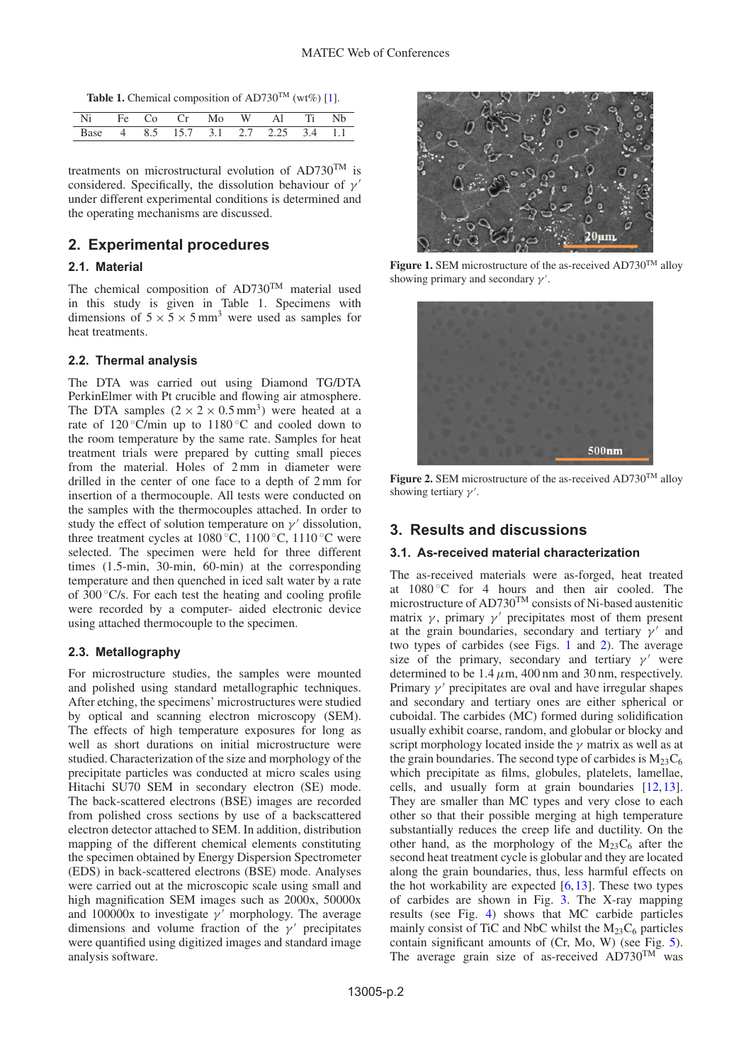**Table 1.** Chemical composition of AD730$^{TM}$ (wt%) [1].

| Ni | Fe | Co | Cr | Mo | W | Al | Ti | Nb |
|---|---|---|---|---|---|---|---|---|
| Base | 4 | 8.5 | 15.7 | 3.1 | 2.7 | 2.25 | 3.4 | 1.1 |

treatments on microstructural evolution of AD730$^{TM}$ is considered. Specifically, the dissolution behaviour of $\gamma'$ under different experimental conditions is determined and the operating mechanisms are discussed.

## 2. Experimental procedures

### 2.1. Material

The chemical composition of AD730$^{TM}$ material used in this study is given in Table 1. Specimens with dimensions of $5 \times 5 \times 5\,\text{mm}^3$ were used as samples for heat treatments.

### 2.2. Thermal analysis

The DTA was carried out using Diamond TG/DTA PerkinElmer with Pt crucible and flowing air atmosphere. The DTA samples ($2 \times 2 \times 0.5\,\text{mm}^3$) were heated at a rate of 120 °C/min up to 1180 °C and cooled down to the room temperature by the same rate. Samples for heat treatment trials were prepared by cutting small pieces from the material. Holes of 2 mm in diameter were drilled in the center of one face to a depth of 2 mm for insertion of a thermocouple. All tests were conducted on the samples with the thermocouples attached. In order to study the effect of solution temperature on $\gamma'$ dissolution, three treatment cycles at 1080 °C, 1100 °C, 1110 °C were selected. The specimen were held for three different times (1.5-min, 30-min, 60-min) at the corresponding temperature and then quenched in iced salt water by a rate of 300 °C/s. For each test the heating and cooling profile were recorded by a computer- aided electronic device using attached thermocouple to the specimen.

### 2.3. Metallography

For microstructure studies, the samples were mounted and polished using standard metallographic techniques. After etching, the specimens' microstructures were studied by optical and scanning electron microscopy (SEM). The effects of high temperature exposures for long as well as short durations on initial microstructure were studied. Characterization of the size and morphology of the precipitate particles was conducted at micro scales using Hitachi SU70 SEM in secondary electron (SE) mode. The back-scattered electrons (BSE) images are recorded from polished cross sections by use of a backscattered electron detector attached to SEM. In addition, distribution mapping of the different chemical elements constituting the specimen obtained by Energy Dispersion Spectrometer (EDS) in back-scattered electrons (BSE) mode. Analyses were carried out at the microscopic scale using small and high magnification SEM images such as 2000x, 50000x and 100000x to investigate $\gamma'$ morphology. The average dimensions and volume fraction of the $\gamma'$ precipitates were quantified using digitized images and standard image analysis software.

**Figure 1.** SEM microstructure of the as-received AD730$^{TM}$ alloy showing primary and secondary $\gamma'$.

**Figure 2.** SEM microstructure of the as-received AD730$^{TM}$ alloy showing tertiary $\gamma'$.

## 3. Results and discussions

### 3.1. As-received material characterization

The as-received materials were as-forged, heat treated at 1080 °C for 4 hours and then air cooled. The microstructure of AD730$^{TM}$ consists of Ni-based austenitic matrix $\gamma$, primary $\gamma'$ precipitates most of them present at the grain boundaries, secondary and tertiary $\gamma'$ and two types of carbides (see Figs. 1 and 2). The average size of the primary, secondary and tertiary $\gamma'$ were determined to be 1.4 $\mu$m, 400 nm and 30 nm, respectively. Primary $\gamma'$ precipitates are oval and have irregular shapes and secondary and tertiary ones are either spherical or cuboidal. The carbides (MC) formed during solidification usually exhibit coarse, random, and globular or blocky and script morphology located inside the $\gamma$ matrix as well as at the grain boundaries. The second type of carbides is $M_{23}C_6$ which precipitate as films, globules, platelets, lamellae, cells, and usually form at grain boundaries [12,13]. They are smaller than MC types and very close to each other so that their possible merging at high temperature substantially reduces the creep life and ductility. On the other hand, as the morphology of the $M_{23}C_6$ after the second heat treatment cycle is globular and they are located along the grain boundaries, thus, less harmful effects on the hot workability are expected [6,13]. These two types of carbides are shown in Fig. 3. The X-ray mapping results (see Fig. 4) shows that MC carbide particles mainly consist of TiC and NbC whilst the $M_{23}C_6$ particles contain significant amounts of (Cr, Mo, W) (see Fig. 5). The average grain size of as-received AD730$^{TM}$ was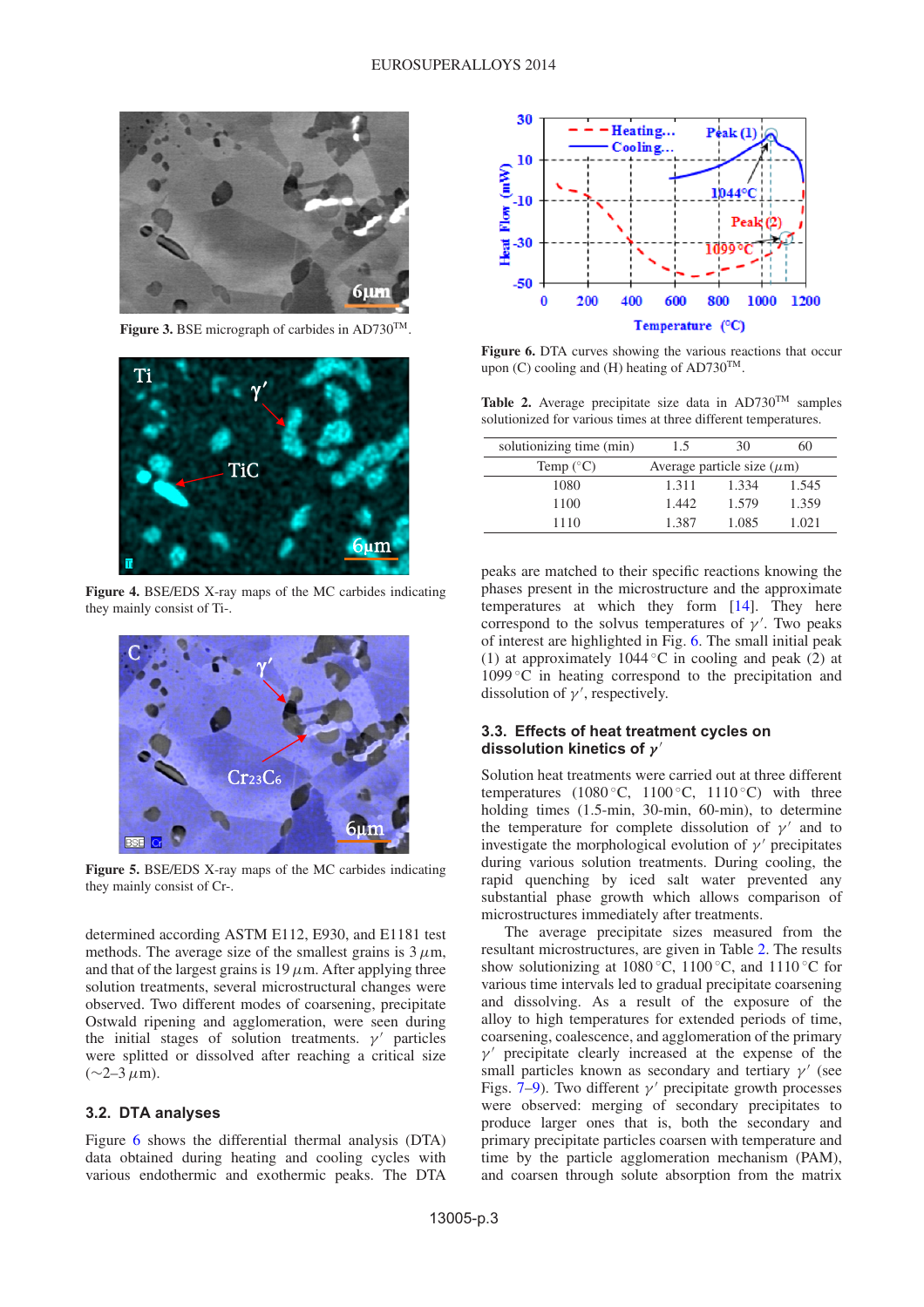**Figure 3.** BSE micrograph of carbides in AD730$^{TM}$.

**Figure 4.** BSE/EDS X-ray maps of the MC carbides indicating they mainly consist of Ti-.

**Figure 5.** BSE/EDS X-ray maps of the MC carbides indicating they mainly consist of Cr-.

determined according ASTM E112, E930, and E1181 test methods. The average size of the smallest grains is 3 $\mu$m, and that of the largest grains is 19 $\mu$m. After applying three solution treatments, several microstructural changes were observed. Two different modes of coarsening, precipitate Ostwald ripening and agglomeration, were seen during the initial stages of solution treatments. $\gamma'$ particles were splitted or dissolved after reaching a critical size (∼2–3 $\mu$m).

## 3.2. DTA analyses

Figure 6 shows the differential thermal analysis (DTA) data obtained during heating and cooling cycles with various endothermic and exothermic peaks. The DTA peaks are matched to their specific reactions knowing the phases present in the microstructure and the approximate temperatures at which they form [14]. They here correspond to the solvus temperatures of $\gamma'$. Two peaks of interest are highlighted in Fig. 6. The small initial peak (1) at approximately 1044 °C in cooling and peak (2) at 1099 °C in heating correspond to the precipitation and dissolution of $\gamma'$, respectively.

**Figure 6.** DTA curves showing the various reactions that occur upon (C) cooling and (H) heating of AD730$^{TM}$.

**Table 2.** Average precipitate size data in AD730$^{TM}$ samples solutionized for various times at three different temperatures.

| solutionizing time (min) | 1.5 | 30 | 60 |
|---|---|---|---|
| Temp (°C) | Average particle size ($\mu$m) | | |
| 1080 | 1.311 | 1.334 | 1.545 |
| 1100 | 1.442 | 1.579 | 1.359 |
| 1110 | 1.387 | 1.085 | 1.021 |

## 3.3. Effects of heat treatment cycles on dissolution kinetics of $\gamma'$

Solution heat treatments were carried out at three different temperatures (1080 °C, 1100 °C, 1110 °C) with three holding times (1.5-min, 30-min, 60-min), to determine the temperature for complete dissolution of $\gamma'$ and to investigate the morphological evolution of $\gamma'$ precipitates during various solution treatments. During cooling, the rapid quenching by iced salt water prevented any substantial phase growth which allows comparison of microstructures immediately after treatments.

The average precipitate sizes measured from the resultant microstructures, are given in Table 2. The results show solutionizing at 1080 °C, 1100 °C, and 1110 °C for various time intervals led to gradual precipitate coarsening and dissolving. As a result of the exposure of the alloy to high temperatures for extended periods of time, coarsening, coalescence, and agglomeration of the primary $\gamma'$ precipitate clearly increased at the expense of the small particles known as secondary and tertiary $\gamma'$ (see Figs. 7–9). Two different $\gamma'$ precipitate growth processes were observed: merging of secondary precipitates to produce larger ones that is, both the secondary and primary precipitate particles coarsen with temperature and time by the particle agglomeration mechanism (PAM), and coarsen through solute absorption from the matrix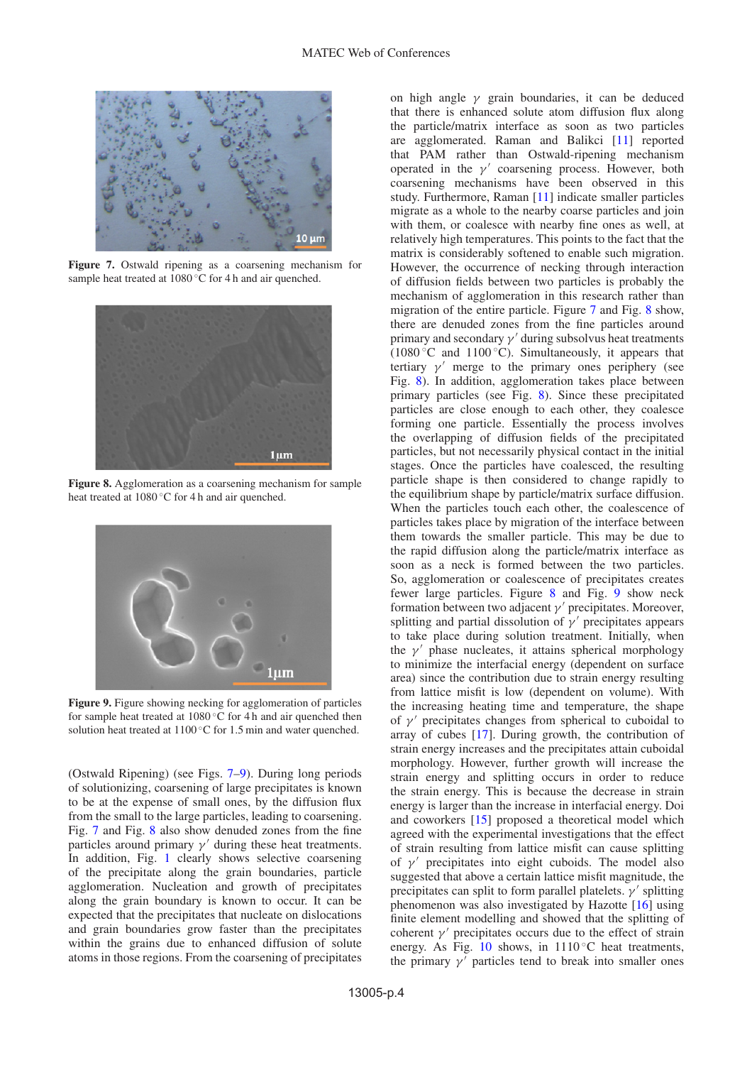**Figure 7.** Ostwald ripening as a coarsening mechanism for sample heat treated at 1080 °C for 4 h and air quenched.

**Figure 8.** Agglomeration as a coarsening mechanism for sample heat treated at 1080 °C for 4 h and air quenched.

**Figure 9.** Figure showing necking for agglomeration of particles for sample heat treated at 1080 °C for 4 h and air quenched then solution heat treated at 1100 °C for 1.5 min and water quenched.

(Ostwald Ripening) (see Figs. 7–9). During long periods of solutionizing, coarsening of large precipitates is known to be at the expense of small ones, by the diffusion flux from the small to the large particles, leading to coarsening. Fig. 7 and Fig. 8 also show denuded zones from the fine particles around primary $\gamma'$ during these heat treatments. In addition, Fig. 1 clearly shows selective coarsening of the precipitate along the grain boundaries, particle agglomeration. Nucleation and growth of precipitates along the grain boundary is known to occur. It can be expected that the precipitates that nucleate on dislocations and grain boundaries grow faster than the precipitates within the grains due to enhanced diffusion of solute atoms in those regions. From the coarsening of precipitates on high angle $\gamma$ grain boundaries, it can be deduced that there is enhanced solute atom diffusion flux along the particle/matrix interface as soon as two particles are agglomerated. Raman and Balikci [11] reported that PAM rather than Ostwald-ripening mechanism operated in the $\gamma'$ coarsening process. However, both coarsening mechanisms have been observed in this study. Furthermore, Raman [11] indicate smaller particles migrate as a whole to the nearby coarse particles and join with them, or coalesce with nearby fine ones as well, at relatively high temperatures. This points to the fact that the matrix is considerably softened to enable such migration. However, the occurrence of necking through interaction of diffusion fields between two particles is probably the mechanism of agglomeration in this research rather than migration of the entire particle. Figure 7 and Fig. 8 show, there are denuded zones from the fine particles around primary and secondary $\gamma'$ during subsolvus heat treatments (1080 °C and 1100 °C). Simultaneously, it appears that tertiary $\gamma'$ merge to the primary ones periphery (see Fig. 8). In addition, agglomeration takes place between primary particles (see Fig. 8). Since these precipitated particles are close enough to each other, they coalesce forming one particle. Essentially the process involves the overlapping of diffusion fields of the precipitated particles, but not necessarily physical contact in the initial stages. Once the particles have coalesced, the resulting particle shape is then considered to change rapidly to the equilibrium shape by particle/matrix surface diffusion. When the particles touch each other, the coalescence of particles takes place by migration of the interface between them towards the smaller particle. This may be due to the rapid diffusion along the particle/matrix interface as soon as a neck is formed between the two particles. So, agglomeration or coalescence of precipitates creates fewer large particles. Figure 8 and Fig. 9 show neck formation between two adjacent $\gamma'$ precipitates. Moreover, splitting and partial dissolution of $\gamma'$ precipitates appears to take place during solution treatment. Initially, when the $\gamma'$ phase nucleates, it attains spherical morphology to minimize the interfacial energy (dependent on surface area) since the contribution due to strain energy resulting from lattice misfit is low (dependent on volume). With the increasing heating time and temperature, the shape of $\gamma'$ precipitates changes from spherical to cuboidal to array of cubes [17]. During growth, the contribution of strain energy increases and the precipitates attain cuboidal morphology. However, further growth will increase the strain energy and splitting occurs in order to reduce the strain energy. This is because the decrease in strain energy is larger than the increase in interfacial energy. Doi and coworkers [15] proposed a theoretical model which agreed with the experimental investigations that the effect of strain resulting from lattice misfit can cause splitting of $\gamma'$ precipitates into eight cuboids. The model also suggested that above a certain lattice misfit magnitude, the precipitates can split to form parallel platelets. $\gamma'$ splitting phenomenon was also investigated by Hazotte [16] using finite element modelling and showed that the splitting of coherent $\gamma'$ precipitates occurs due to the effect of strain energy. As Fig. 10 shows, in 1110 °C heat treatments, the primary $\gamma'$ particles tend to break into smaller ones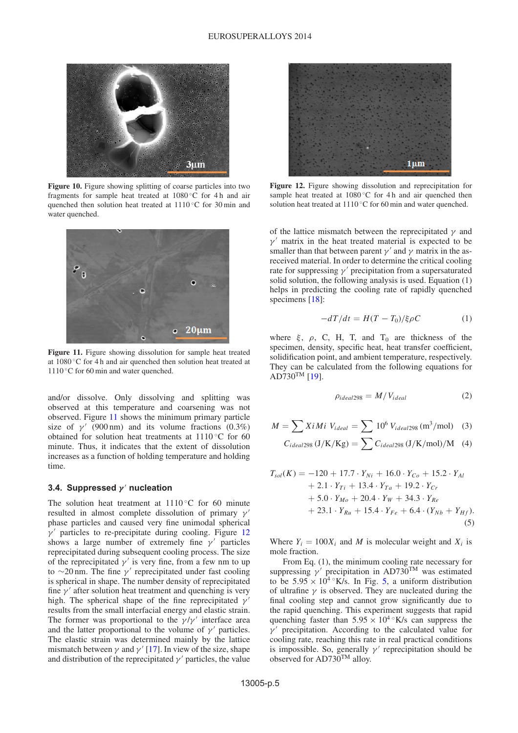Figure 10. Figure showing splitting of coarse particles into two fragments for sample heat treated at 1080 °C for 4 h and air quenched then solution heat treated at 1110 °C for 30 min and water quenched.

Figure 11. Figure showing dissolution for sample heat treated at 1080 °C for 4 h and air quenched then solution heat treated at 1110 °C for 60 min and water quenched.

and/or dissolve. Only dissolving and splitting was observed at this temperature and coarsening was not observed. Figure 11 shows the minimum primary particle size of $\gamma'$ (900 nm) and its volume fractions (0.3%) obtained for solution heat treatments at 1110 °C for 60 minute. Thus, it indicates that the extent of dissolution increases as a function of holding temperature and holding time.

### 3.4. Suppressed $\gamma'$ nucleation

The solution heat treatment at 1110 °C for 60 minute resulted in almost complete dissolution of primary $\gamma'$ phase particles and caused very fine unimodal spherical $\gamma'$ particles to re-precipitate during cooling. Figure 12 shows a large number of extremely fine $\gamma'$ particles reprecipitated during subsequent cooling process. The size of the reprecipitated $\gamma'$ is very fine, from a few nm to up to ~20 nm. The fine $\gamma'$ reprecipitated under fast cooling is spherical in shape. The number density of reprecipitated fine $\gamma'$ after solution heat treatment and quenching is very high. The spherical shape of the fine reprecipitated $\gamma'$ results from the small interfacial energy and elastic strain. The former was proportional to the $\gamma/\gamma'$ interface area and the latter proportional to the volume of $\gamma'$ particles. The elastic strain was determined mainly by the lattice mismatch between $\gamma$ and $\gamma'$ [17]. In view of the size, shape and distribution of the reprecipitated $\gamma'$ particles, the value

Figure 12. Figure showing dissolution and reprecipitation for sample heat treated at 1080 °C for 4 h and air quenched then solution heat treated at 1110 °C for 60 min and water quenched.

of the lattice mismatch between the reprecipitated $\gamma$ and $\gamma'$ matrix in the heat treated material is expected to be smaller than that between parent $\gamma'$ and $\gamma$ matrix in the as-received material. In order to determine the critical cooling rate for suppressing $\gamma'$ precipitation from a supersaturated solid solution, the following analysis is used. Equation (1) helps in predicting the cooling rate of rapidly quenched specimens [18]:

$$-dT/dt = H(T - T_0)/\xi\rho C \tag{1}$$

where $\xi$, $\rho$, C, H, T, and $T_0$ are thickness of the specimen, density, specific heat, heat transfer coefficient, solidification point, and ambient temperature, respectively. They can be calculated from the following equations for AD730[TM] [19].

$$\rho_{ideal298} = M/V_{ideal} \tag{2}$$

$$M = \sum XiMi \; V_{ideal} = \sum 10^6 \, V_{ideal298} \, (\text{m}^3/\text{mol}) \tag{3}$$

$$C_{ideal298}\,(\text{J/K/Kg}) = \sum C_{ideal298}\,(\text{J/K/mol})/\text{M} \tag{4}$$

$$\begin{aligned} T_{sol}(K) = & -120 + 17.7 \cdot Y_{Ni} + 16.0 \cdot Y_{Co} + 15.2 \cdot Y_{Al} \\ & + 2.1 \cdot Y_{Ti} + 13.4 \cdot Y_{Ta} + 19.2 \cdot Y_{Cr} \\ & + 5.0 \cdot Y_{Mo} + 20.4 \cdot Y_{W} + 34.3 \cdot Y_{Re} \\ & + 23.1 \cdot Y_{Ru} + 15.4 \cdot Y_{Fe} + 6.4 \cdot (Y_{Nb} + Y_{Hf}). \end{aligned} \tag{5}$$

Where $Y_i = 100X_i$ and $M$ is molecular weight and $X_i$ is mole fraction.

From Eq. (1), the minimum cooling rate necessary for suppressing $\gamma'$ precipitation in AD730[TM] was estimated to be $5.95 \times 10^4$ °K/s. In Fig. 5, a uniform distribution of ultrafine $\gamma$ is observed. They are nucleated during the final cooling step and cannot grow significantly due to the rapid quenching. This experiment suggests that rapid quenching faster than $5.95 \times 10^4$ °K/s can suppress the $\gamma'$ precipitation. According to the calculated value for cooling rate, reaching this rate in real practical conditions is impossible. So, generally $\gamma'$ reprecipitation should be observed for AD730[TM] alloy.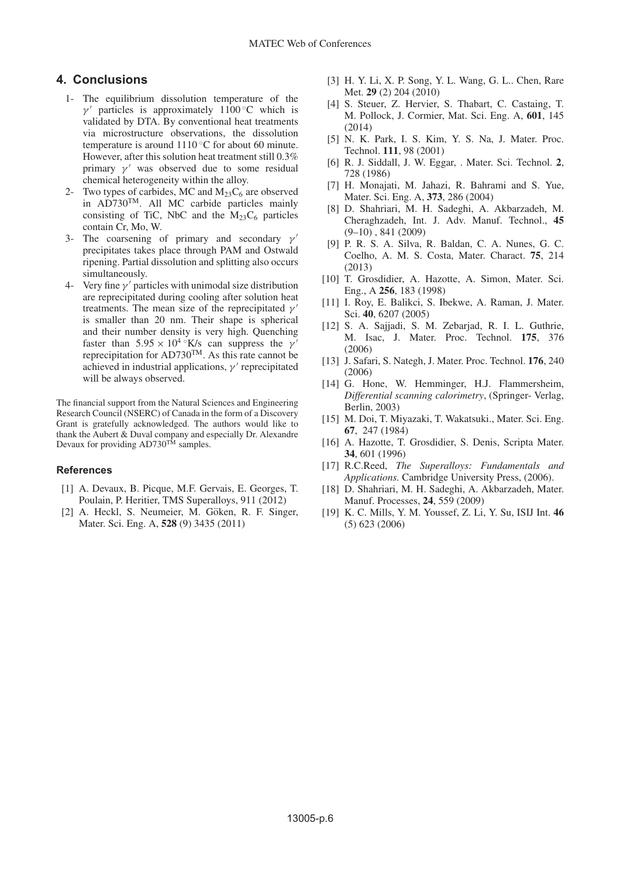## 4. Conclusions

1- The equilibrium dissolution temperature of the $\gamma'$ particles is approximately $1100\,^{\circ}$C which is validated by DTA. By conventional heat treatments via microstructure observations, the dissolution temperature is around $1110\,^{\circ}$C for about 60 minute. However, after this solution heat treatment still 0.3% primary $\gamma'$ was observed due to some residual chemical heterogeneity within the alloy.

2- Two types of carbides, MC and $M_{23}C_6$ are observed in AD730™. All MC carbide particles mainly consisting of TiC, NbC and the $M_{23}C_6$ particles contain Cr, Mo, W.

3- The coarsening of primary and secondary $\gamma'$ precipitates takes place through PAM and Ostwald ripening. Partial dissolution and splitting also occurs simultaneously.

4- Very fine $\gamma'$ particles with unimodal size distribution are reprecipitated during cooling after solution heat treatments. The mean size of the reprecipitated $\gamma'$ is smaller than 20 nm. Their shape is spherical and their number density is very high. Quenching faster than $5.95 \times 10^4\,^{\circ}$K/s can suppress the $\gamma'$ reprecipitation for AD730™. As this rate cannot be achieved in industrial applications, $\gamma'$ reprecipitated will be always observed.

The financial support from the Natural Sciences and Engineering Research Council (NSERC) of Canada in the form of a Discovery Grant is gratefully acknowledged. The authors would like to thank the Aubert & Duval company and especially Dr. Alexandre Devaux for providing AD730™ samples.

### References

[1] A. Devaux, B. Picque, M.F. Gervais, E. Georges, T. Poulain, P. Heritier, TMS Superalloys, 911 (2012)

[2] A. Heckl, S. Neumeier, M. Göken, R. F. Singer, Mater. Sci. Eng. A, **528** (9) 3435 (2011)

[3] H. Y. Li, X. P. Song, Y. L. Wang, G. L.. Chen, Rare Met. **29** (2) 204 (2010)

[4] S. Steuer, Z. Hervier, S. Thabart, C. Castaing, T. M. Pollock, J. Cormier, Mat. Sci. Eng. A, **601**, 145 (2014)

[5] N. K. Park, I. S. Kim, Y. S. Na, J. Mater. Proc. Technol. **111**, 98 (2001)

[6] R. J. Siddall, J. W. Eggar, . Mater. Sci. Technol. **2**, 728 (1986)

[7] H. Monajati, M. Jahazi, R. Bahrami and S. Yue, Mater. Sci. Eng. A, **373**, 286 (2004)

[8] D. Shahriari, M. H. Sadeghi, A. Akbarzadeh, M. Cheraghzadeh, Int. J. Adv. Manuf. Technol., **45** (9–10) , 841 (2009)

[9] P. R. S. A. Silva, R. Baldan, C. A. Nunes, G. C. Coelho, A. M. S. Costa, Mater. Charact. **75**, 214 (2013)

[10] T. Grosdidier, A. Hazotte, A. Simon, Mater. Sci. Eng., A **256**, 183 (1998)

[11] I. Roy, E. Balikci, S. Ibekwe, A. Raman, J. Mater. Sci. **40**, 6207 (2005)

[12] S. A. Sajjadi, S. M. Zebarjad, R. I. L. Guthrie, M. Isac, J. Mater. Proc. Technol. **175**, 376 (2006)

[13] J. Safari, S. Nategh, J. Mater. Proc. Technol. **176**, 240 (2006)

[14] G. Hone, W. Hemminger, H.J. Flammersheim, *Differential scanning calorimetry*, (Springer- Verlag, Berlin, 2003)

[15] M. Doi, T. Miyazaki, T. Wakatsuki., Mater. Sci. Eng. **67**, 247 (1984)

[16] A. Hazotte, T. Grosdidier, S. Denis, Scripta Mater. **34**, 601 (1996)

[17] R.C.Reed, *The Superalloys: Fundamentals and Applications.* Cambridge University Press, (2006).

[18] D. Shahriari, M. H. Sadeghi, A. Akbarzadeh, Mater. Manuf. Processes, **24**, 559 (2009)

[19] K. C. Mills, Y. M. Youssef, Z. Li, Y. Su, ISIJ Int. **46** (5) 623 (2006)